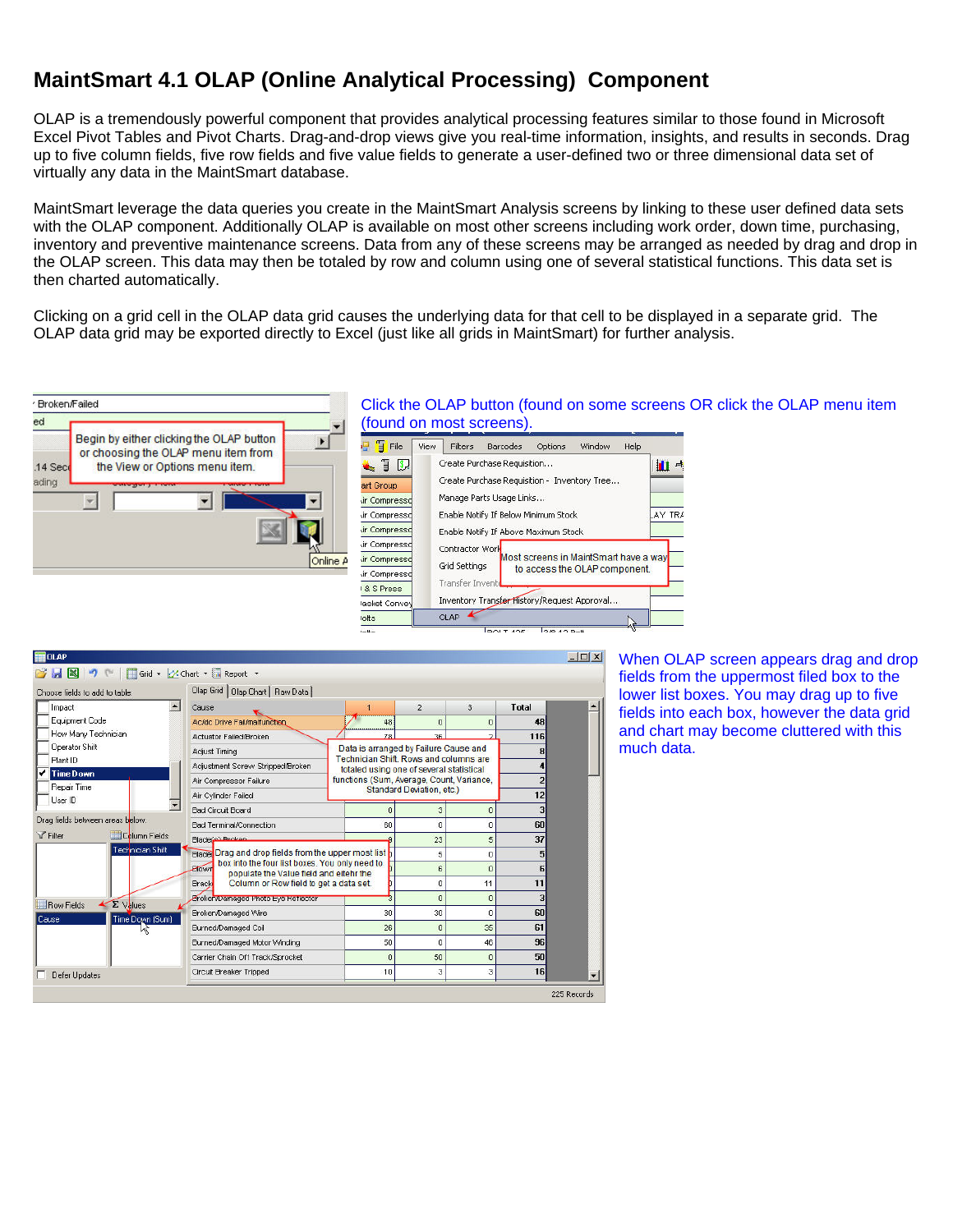# MaintSmart 4.1 OLAP (Online Analytical Processing) Component

OLAP is a tremendously powerful component that provides analytical processing features similar to those found in Microsoft Excel Pivot Tables and Pivot Charts. Drag-and-drop views give you real-time information, insights, and results in seconds. Drag up to five column fields, five row fields and five value fields to generate a user-defined two or three dimensional data set of virtually any data in the MaintSmart database.

MaintSmart leverage the data queries you create in the MaintSmart Analysis screens by linking to these user defined data sets with the OLAP component. Additionally OLAP is available on most other screens including work order, down time, purchasing, inventory and preventive maintenance screens. Data from any of these screens may be arranged as needed by drag and drop in the OLAP screen. This data may then be totaled by row and column using one of several statistical functions. This data set is then charted automatically.

Clicking on a grid cell in the OLAP data grid causes the underlying data for that cell to be displayed in a separate grid. The OLAP data grid may be exported directly to Excel (just like all grids in MaintSmart) for further analysis.

Begin by either clicking the OLAP button or choosing the OLAP menu item from the View or Options menu item.

Click the OLAP button (found on some screens OR click the OLAP menu item (found on most screens).

Most screens in MaintSmart have a way to access the OLAP component.

Data is arranged by Failure Cause and Technician Shift. Rows and columns are totaled using one of several statistical functions (Sum, Average, Count, Variance, Standard Deviation, etc.)

Drag and drop fields from the upper most list box into the four list boxes. You only need to populate the Value field and either the Column or Row field to get a data set.

When OLAP screen appears drag and drop fields from the uppermost filed box to the lower list boxes. You may drag up to five fields into each box, however the data grid and chart may become cluttered with this much data.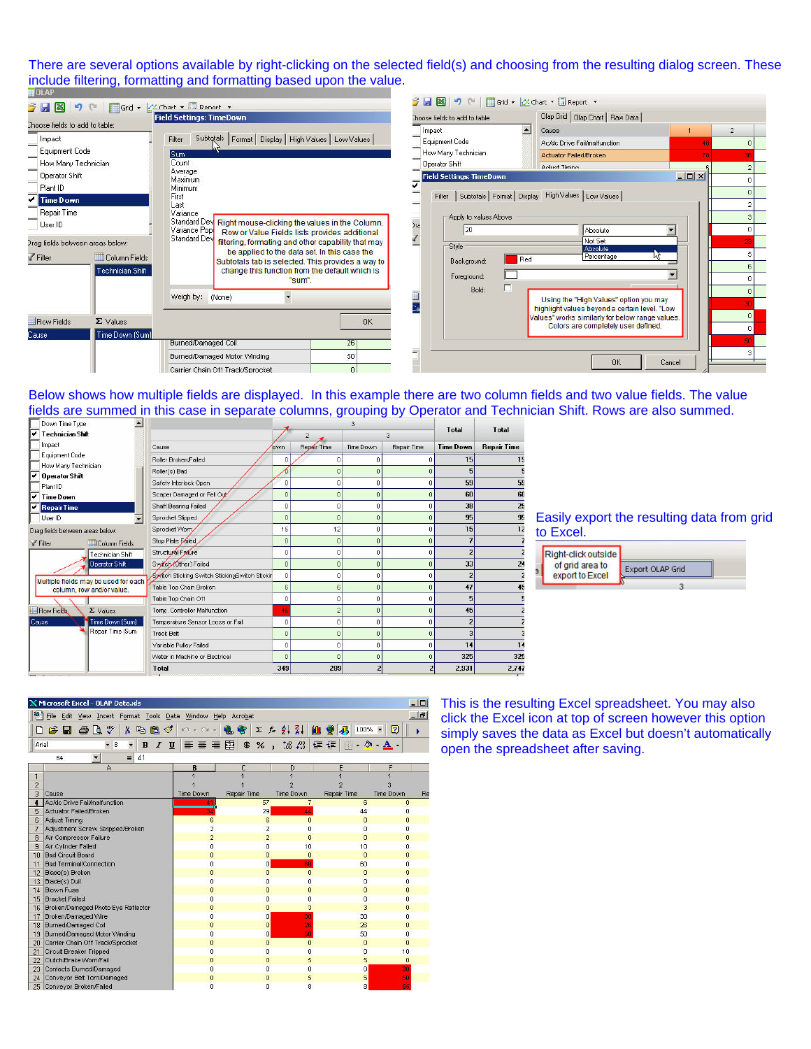There are several options available by right-clicking on the selected field(s) and choosing from the resulting dialog screen. These include filtering, formatting and formatting based upon the value.

Right mouse-clicking the values in the Column, Row or Value Fields lists provides additional filtering, formatting and other capability that may be applied to the data set. In this case the Subtotals tab is selected. This provides a way to change this function from the default which is "sum".

Using the "High Values" option you may highlight values beyond a certain level. "Low Values" works similarly for below range values. Colors are completely user defined.

Below shows how multiple fields are displayed. In this example there are two column fields and two value fields. The value fields are summed in this case in separate columns, grouping by Operator and Technician Shift. Rows are also summed.

Multiple fields may be used for each column, row and/or value.

Easily export the resulting data from grid to Excel.

Right-click outside of grid area to export to Excel

This is the resulting Excel spreadsheet. You may also click the Excel icon at top of screen however this option simply saves the data as Excel but doesn't automatically open the spreadsheet after saving.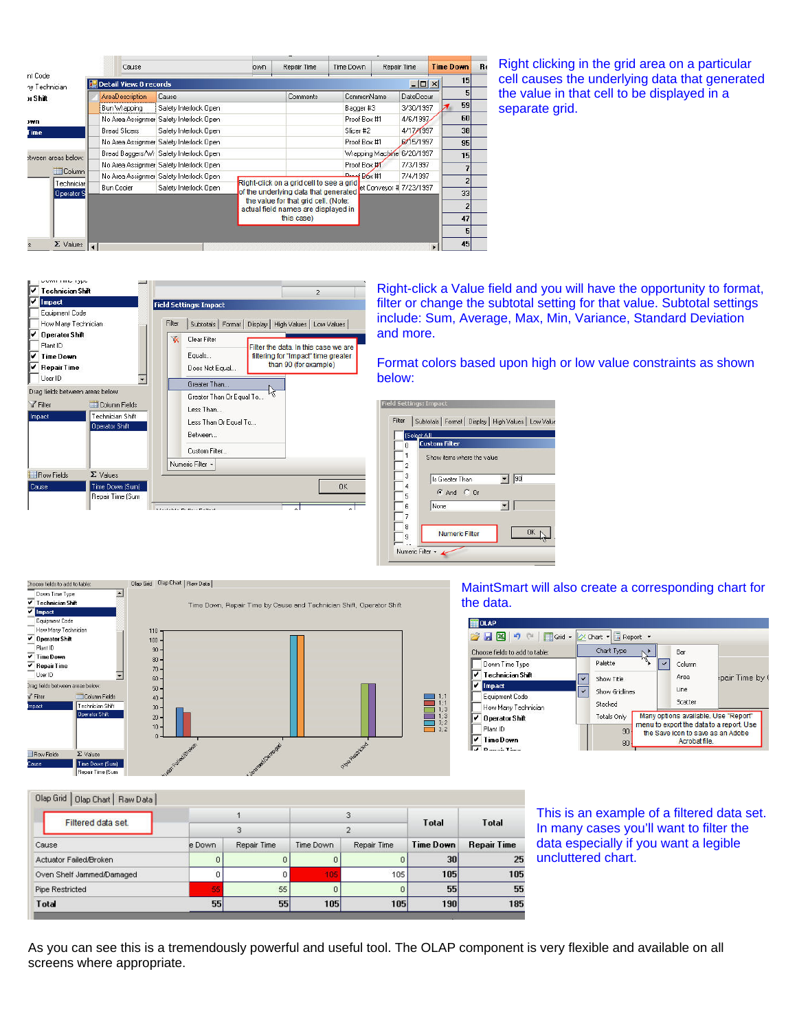Right clicking in the grid area on a particular cell causes the underlying data that generated the value in that cell to be displayed in a separate grid.

Right-click a Value field and you will have the opportunity to format, filter or change the subtotal setting for that value. Subtotal settings include: Sum, Average, Max, Min, Variance, Standard Deviation and more.

Format colors based upon high or low value constraints as shown below:

MaintSmart will also create a corresponding chart for the data.

This is an example of a filtered data set. In many cases you'll want to filter the data especially if you want a legible uncluttered chart.

As you can see this is a tremendously powerful and useful tool. The OLAP component is very flexible and available on all screens where appropriate.